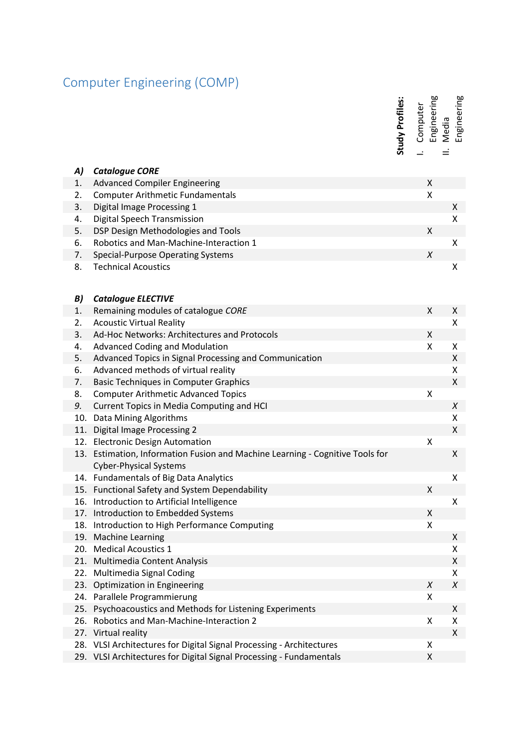# Computer Engineering (COMP)

| | | **Study Profiles:** I. Computer Engineering | II. Media Engineering |
|---|---|---|---|
| ***A)*** | ***Catalogue CORE*** | | |
| 1. | Advanced Compiler Engineering | X | |
| 2. | Computer Arithmetic Fundamentals | X | |
| 3. | Digital Image Processing 1 | | X |
| 4. | Digital Speech Transmission | | X |
| 5. | DSP Design Methodologies and Tools | X | |
| 6. | Robotics and Man-Machine-Interaction 1 | | X |
| 7. | Special-Purpose Operating Systems | *X* | |
| 8. | Technical Acoustics | | X |
| | | | |
| ***B)*** | ***Catalogue ELECTIVE*** | | |
| 1. | Remaining modules of catalogue *CORE* | X | X |
| 2. | Acoustic Virtual Reality | | X |
| 3. | Ad-Hoc Networks: Architectures and Protocols | X | |
| 4. | Advanced Coding and Modulation | X | X |
| 5. | Advanced Topics in Signal Processing and Communication | | X |
| 6. | Advanced methods of virtual reality | | X |
| 7. | Basic Techniques in Computer Graphics | | X |
| 8. | Computer Arithmetic Advanced Topics | X | |
| *9.* | Current Topics in Media Computing and HCI | | *X* |
| 10. | Data Mining Algorithms | | X |
| 11. | Digital Image Processing 2 | | X |
| 12. | Electronic Design Automation | X | |
| 13. | Estimation, Information Fusion and Machine Learning - Cognitive Tools for Cyber-Physical Systems | | X |
| 14. | Fundamentals of Big Data Analytics | | X |
| 15. | Functional Safety and System Dependability | X | |
| 16. | Introduction to Artificial Intelligence | | X |
| 17. | Introduction to Embedded Systems | X | |
| 18. | Introduction to High Performance Computing | X | |
| 19. | Machine Learning | | X |
| 20. | Medical Acoustics 1 | | X |
| 21. | Multimedia Content Analysis | | X |
| 22. | Multimedia Signal Coding | | X |
| 23. | Optimization in Engineering | *X* | *X* |
| 24. | Parallele Programmierung | X | |
| 25. | Psychoacoustics and Methods for Listening Experiments | | X |
| 26. | Robotics and Man-Machine-Interaction 2 | X | X |
| 27. | Virtual reality | | X |
| 28. | VLSI Architectures for Digital Signal Processing - Architectures | X | |
| 29. | VLSI Architectures for Digital Signal Processing - Fundamentals | X | |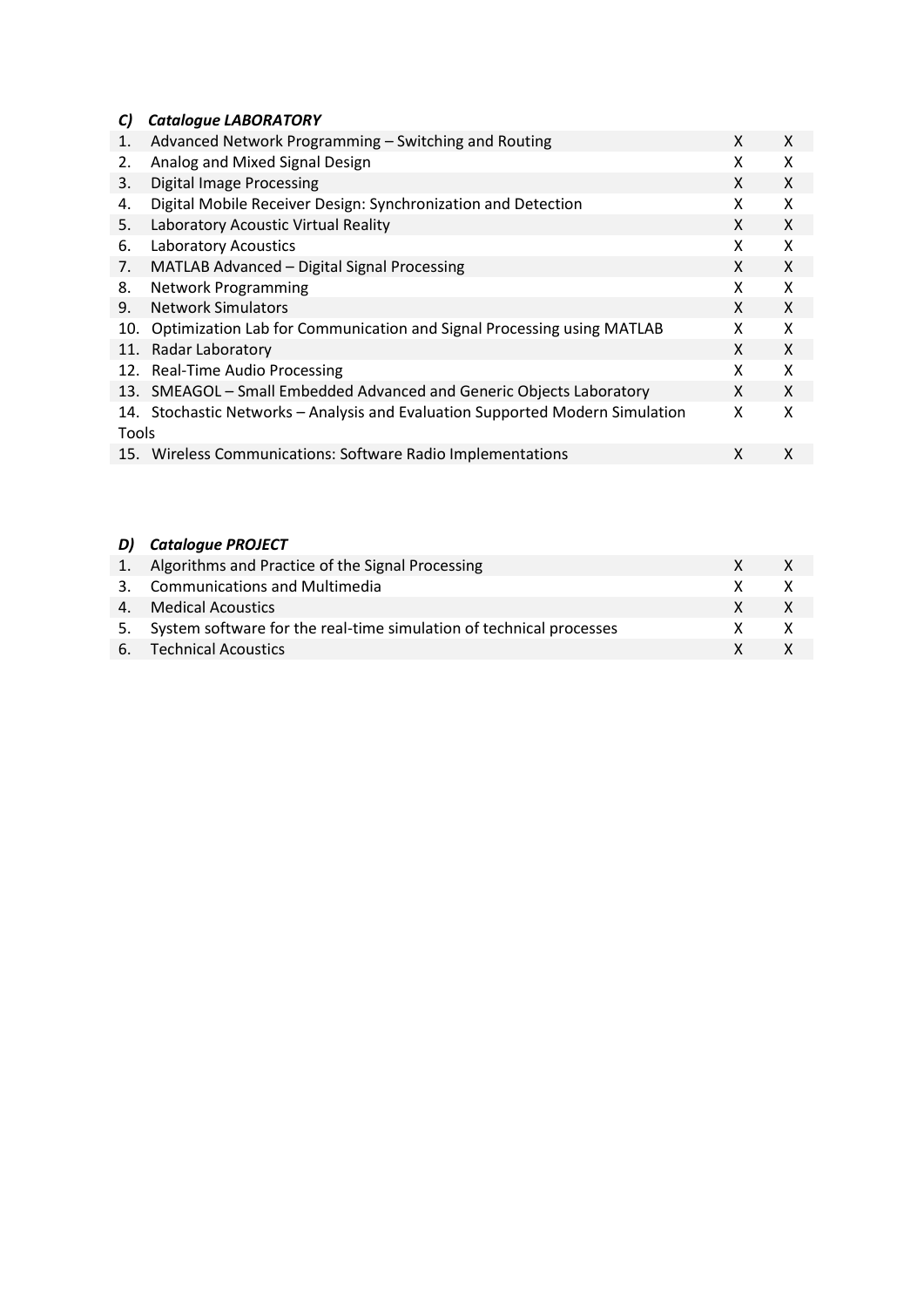### *C) Catalogue LABORATORY*

| | | | |
|---|---|---|---|
| 1. | Advanced Network Programming – Switching and Routing | X | X |
| 2. | Analog and Mixed Signal Design | X | X |
| 3. | Digital Image Processing | X | X |
| 4. | Digital Mobile Receiver Design: Synchronization and Detection | X | X |
| 5. | Laboratory Acoustic Virtual Reality | X | X |
| 6. | Laboratory Acoustics | X | X |
| 7. | MATLAB Advanced – Digital Signal Processing | X | X |
| 8. | Network Programming | X | X |
| 9. | Network Simulators | X | X |
| 10. | Optimization Lab for Communication and Signal Processing using MATLAB | X | X |
| 11. | Radar Laboratory | X | X |
| 12. | Real-Time Audio Processing | X | X |
| 13. | SMEAGOL – Small Embedded Advanced and Generic Objects Laboratory | X | X |
| 14. | Stochastic Networks – Analysis and Evaluation Supported Modern Simulation Tools | X | X |
| 15. | Wireless Communications: Software Radio Implementations | X | X |

### *D) Catalogue PROJECT*

| | | | |
|---|---|---|---|
| 1. | Algorithms and Practice of the Signal Processing | X | X |
| 3. | Communications and Multimedia | X | X |
| 4. | Medical Acoustics | X | X |
| 5. | System software for the real-time simulation of technical processes | X | X |
| 6. | Technical Acoustics | X | X |